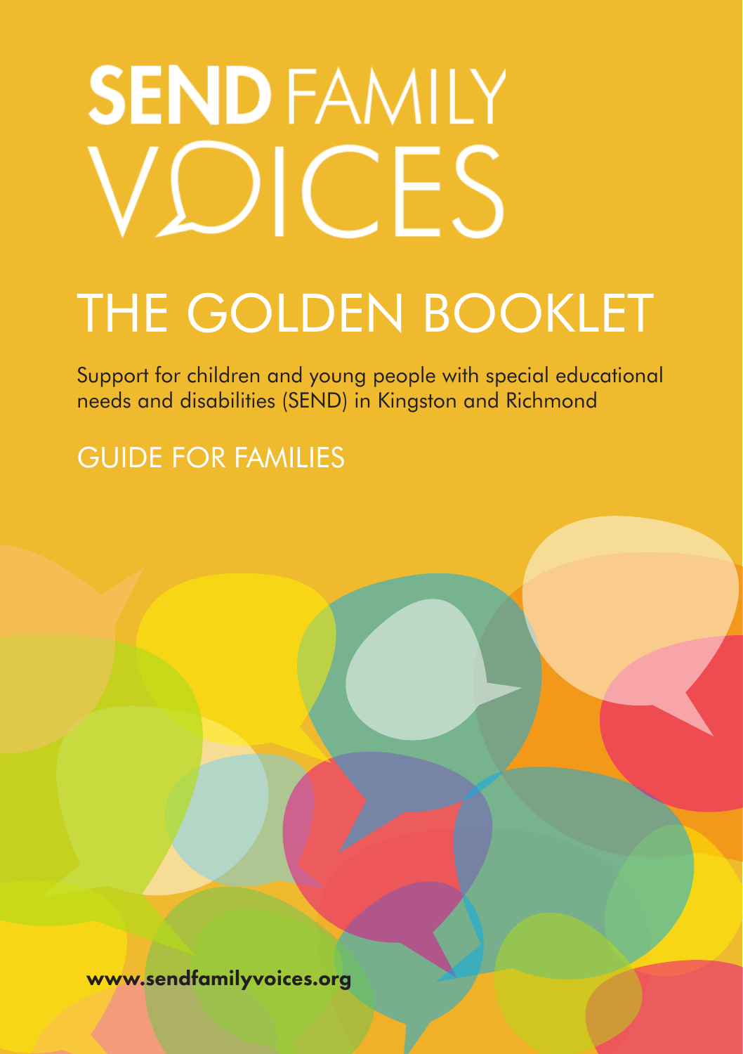# SEND FAMILY VOICES

# THE GOLDEN BOOKLET

Support for children and young people with special educational needs and disabilities (SEND) in Kingston and Richmond

## GUIDE FOR FAMILIES

**www.sendfamilyvoices.org**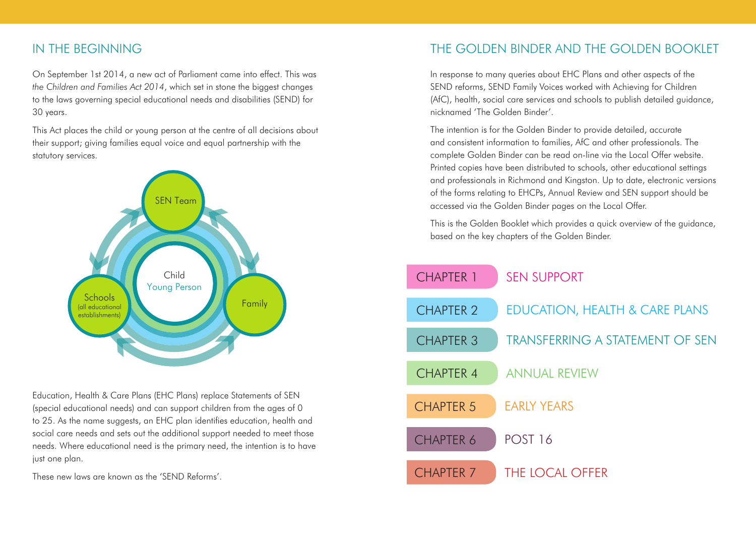## IN THE BEGINNING

On September 1st 2014, a new act of Parliament came into effect. This was *the Children and Families Act 2014*, which set in stone the biggest changes to the laws governing special educational needs and disabilities (SEND) for 30 years.

This Act places the child or young person at the centre of all decisions about their support; giving families equal voice and equal partnership with the statutory services.

SEN Team

Child
Young Person

Schools
(all educational establishments)

Family

Education, Health & Care Plans (EHC Plans) replace Statements of SEN (special educational needs) and can support children from the ages of 0 to 25. As the name suggests, an EHC plan identifies education, health and social care needs and sets out the additional support needed to meet those needs. Where educational need is the primary need, the intention is to have just one plan.

These new laws are known as the 'SEND Reforms'.

## THE GOLDEN BINDER AND THE GOLDEN BOOKLET

In response to many queries about EHC Plans and other aspects of the SEND reforms, SEND Family Voices worked with Achieving for Children (AfC), health, social care services and schools to publish detailed guidance, nicknamed 'The Golden Binder'.

The intention is for the Golden Binder to provide detailed, accurate and consistent information to families, AfC and other professionals. The complete Golden Binder can be read on-line via the Local Offer website. Printed copies have been distributed to schools, other educational settings and professionals in Richmond and Kingston. Up to date, electronic versions of the forms relating to EHCPs, Annual Review and SEN support should be accessed via the Golden Binder pages on the Local Offer.

This is the Golden Booklet which provides a quick overview of the guidance, based on the key chapters of the Golden Binder.

| | |
|---|---|
| CHAPTER 1 | SEN SUPPORT |
| CHAPTER 2 | EDUCATION, HEALTH & CARE PLANS |
| CHAPTER 3 | TRANSFERRING A STATEMENT OF SEN |
| CHAPTER 4 | ANNUAL REVIEW |
| CHAPTER 5 | EARLY YEARS |
| CHAPTER 6 | POST 16 |
| CHAPTER 7 | THE LOCAL OFFER |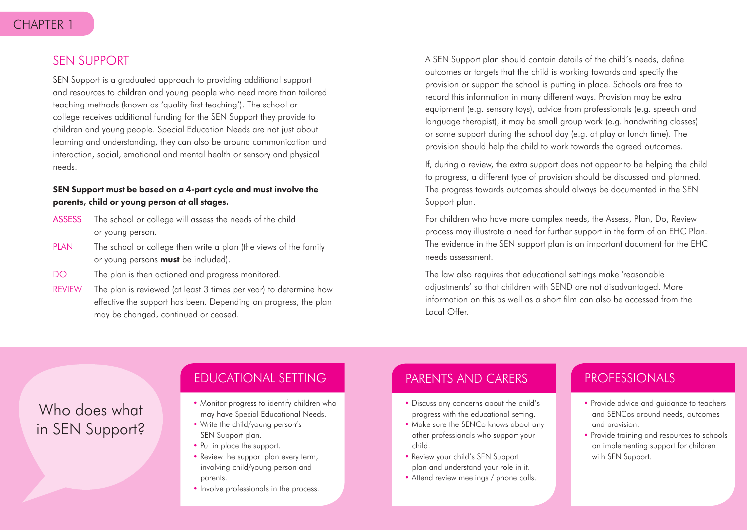## SEN SUPPORT

SEN Support is a graduated approach to providing additional support and resources to children and young people who need more than tailored teaching methods (known as 'quality first teaching'). The school or college receives additional funding for the SEN Support they provide to children and young people. Special Education Needs are not just about learning and understanding, they can also be around communication and interaction, social, emotional and mental health or sensory and physical needs.

**SEN Support must be based on a 4-part cycle and must involve the parents, child or young person at all stages.**

- **ASSESS** The school or college will assess the needs of the child or young person.
- **PLAN** The school or college then write a plan (the views of the family or young persons **must** be included).
- **DO** The plan is then actioned and progress monitored.
- **REVIEW** The plan is reviewed (at least 3 times per year) to determine how effective the support has been. Depending on progress, the plan may be changed, continued or ceased.

A SEN Support plan should contain details of the child's needs, define outcomes or targets that the child is working towards and specify the provision or support the school is putting in place. Schools are free to record this information in many different ways. Provision may be extra equipment (e.g. sensory toys), advice from professionals (e.g. speech and language therapist), it may be small group work (e.g. handwriting classes) or some support during the school day (e.g. at play or lunch time). The provision should help the child to work towards the agreed outcomes.

If, during a review, the extra support does not appear to be helping the child to progress, a different type of provision should be discussed and planned. The progress towards outcomes should always be documented in the SEN Support plan.

For children who have more complex needs, the Assess, Plan, Do, Review process may illustrate a need for further support in the form of an EHC Plan. The evidence in the SEN support plan is an important document for the EHC needs assessment.

The law also requires that educational settings make 'reasonable adjustments' so that children with SEND are not disadvantaged. More information on this as well as a short film can also be accessed from the Local Offer.

## Who does what in SEN Support?

### EDUCATIONAL SETTING

- Monitor progress to identify children who may have Special Educational Needs.
- Write the child/young person's SEN Support plan.
- Put in place the support.
- Review the support plan every term, involving child/young person and parents.
- Involve professionals in the process.

### PARENTS AND CARERS

- Discuss any concerns about the child's progress with the educational setting.
- Make sure the SENCo knows about any other professionals who support your child.
- Review your child's SEN Support plan and understand your role in it.
- Attend review meetings / phone calls.

### PROFESSIONALS

- Provide advice and guidance to teachers and SENCos around needs, outcomes and provision.
- Provide training and resources to schools on implementing support for children with SEN Support.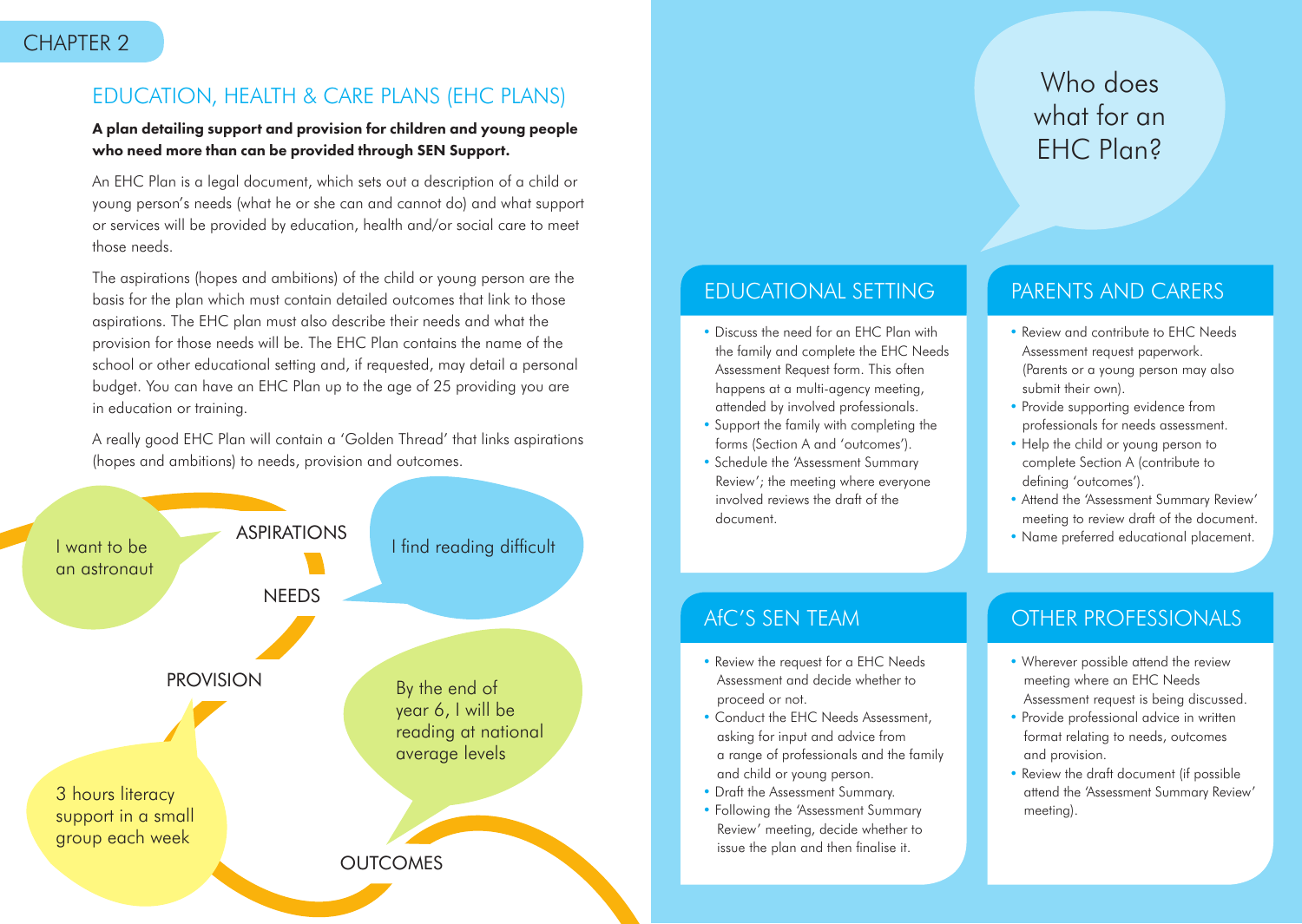CHAPTER 2

## EDUCATION, HEALTH & CARE PLANS (EHC PLANS)

**A plan detailing support and provision for children and young people who need more than can be provided through SEN Support.**

An EHC Plan is a legal document, which sets out a description of a child or young person's needs (what he or she can and cannot do) and what support or services will be provided by education, health and/or social care to meet those needs.

The aspirations (hopes and ambitions) of the child or young person are the basis for the plan which must contain detailed outcomes that link to those aspirations. The EHC plan must also describe their needs and what the provision for those needs will be. The EHC Plan contains the name of the school or other educational setting and, if requested, may detail a personal budget. You can have an EHC Plan up to the age of 25 providing you are in education or training.

A really good EHC Plan will contain a 'Golden Thread' that links aspirations (hopes and ambitions) to needs, provision and outcomes.

ASPIRATIONS: I want to be an astronaut

NEEDS: I find reading difficult

PROVISION: 3 hours literacy support in a small group each week

OUTCOMES: By the end of year 6, I will be reading at national average levels

## Who does what for an EHC Plan?

### EDUCATIONAL SETTING

- Discuss the need for an EHC Plan with the family and complete the EHC Needs Assessment Request form. This often happens at a multi-agency meeting, attended by involved professionals.
- Support the family with completing the forms (Section A and 'outcomes').
- Schedule the 'Assessment Summary Review'; the meeting where everyone involved reviews the draft of the document.

### PARENTS AND CARERS

- Review and contribute to EHC Needs Assessment request paperwork. (Parents or a young person may also submit their own).
- Provide supporting evidence from professionals for needs assessment.
- Help the child or young person to complete Section A (contribute to defining 'outcomes').
- Attend the 'Assessment Summary Review' meeting to review draft of the document.
- Name preferred educational placement.

### AfC'S SEN TEAM

- Review the request for a EHC Needs Assessment and decide whether to proceed or not.
- Conduct the EHC Needs Assessment, asking for input and advice from a range of professionals and the family and child or young person.
- Draft the Assessment Summary.
- Following the 'Assessment Summary Review' meeting, decide whether to issue the plan and then finalise it.

### OTHER PROFESSIONALS

- Wherever possible attend the review meeting where an EHC Needs Assessment request is being discussed.
- Provide professional advice in written format relating to needs, outcomes and provision.
- Review the draft document (if possible attend the 'Assessment Summary Review' meeting).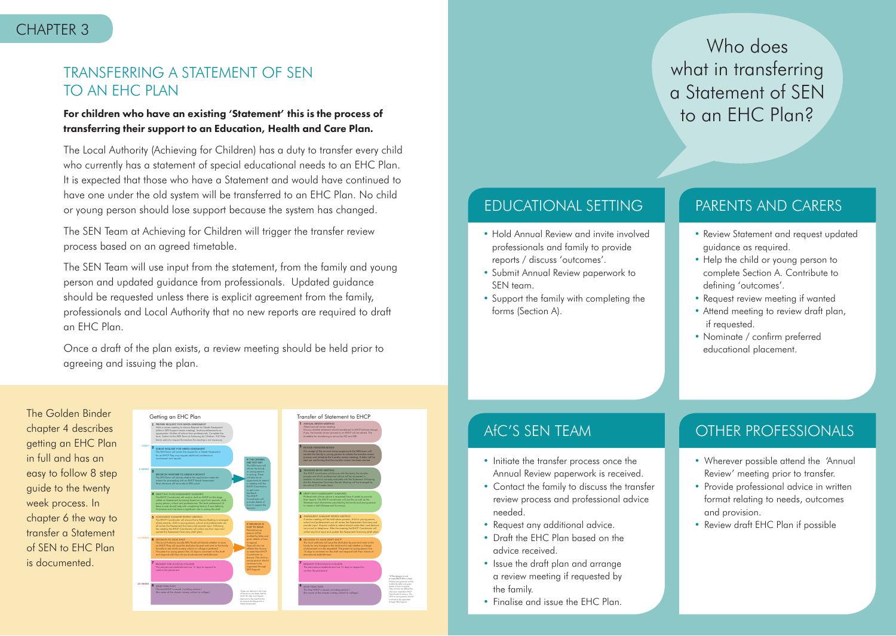CHAPTER 3

## TRANSFERRING A STATEMENT OF SEN TO AN EHC PLAN

**For children who have an existing 'Statement' this is the process of transferring their support to an Education, Health and Care Plan.**

The Local Authority (Achieving for Children) has a duty to transfer every child who currently has a statement of special educational needs to an EHC Plan. It is expected that those who have a Statement and would have continued to have one under the old system will be transferred to an EHC Plan. No child or young person should lose support because the system has changed.

The SEN Team at Achieving for Children will trigger the transfer review process based on an agreed timetable.

The SEN Team will use input from the statement, from the family and young person and updated guidance from professionals. Updated guidance should be requested unless there is explicit agreement from the family, professionals and Local Authority that no new reports are required to draft an EHC Plan.

Once a draft of the plan exists, a review meeting should be held prior to agreeing and issuing the plan.

The Golden Binder chapter 4 describes getting an EHC Plan in full and has an easy to follow 8 step guide to the twenty week process. In chapter 6 the way to transfer a Statement of SEN to EHC Plan is documented.

Getting an EHC Plan

Transfer of Statement to EHCP

## Who does what in transferring a Statement of SEN to an EHC Plan?

### EDUCATIONAL SETTING

- Hold Annual Review and invite involved professionals and family to provide reports / discuss 'outcomes'.
- Submit Annual Review paperwork to SEN team.
- Support the family with completing the forms (Section A).

### PARENTS AND CARERS

- Review Statement and request updated guidance as required.
- Help the child or young person to complete Section A. Contribute to defining 'outcomes'.
- Request review meeting if wanted
- Attend meeting to review draft plan, if requested.
- Nominate / confirm preferred educational placement.

### AfC'S SEN TEAM

- Initiate the transfer process once the Annual Review paperwork is received.
- Contact the family to discuss the transfer review process and professional advice needed.
- Request any additional advice.
- Draft the EHC Plan based on the advice received.
- Issue the draft plan and arrange a review meeting if requested by the family.
- Finalise and issue the EHC Plan.

### OTHER PROFESSIONALS

- Wherever possible attend the 'Annual Review' meeting prior to transfer.
- Provide professional advice in written format relating to needs, outcomes and provision.
- Review draft EHC Plan if possible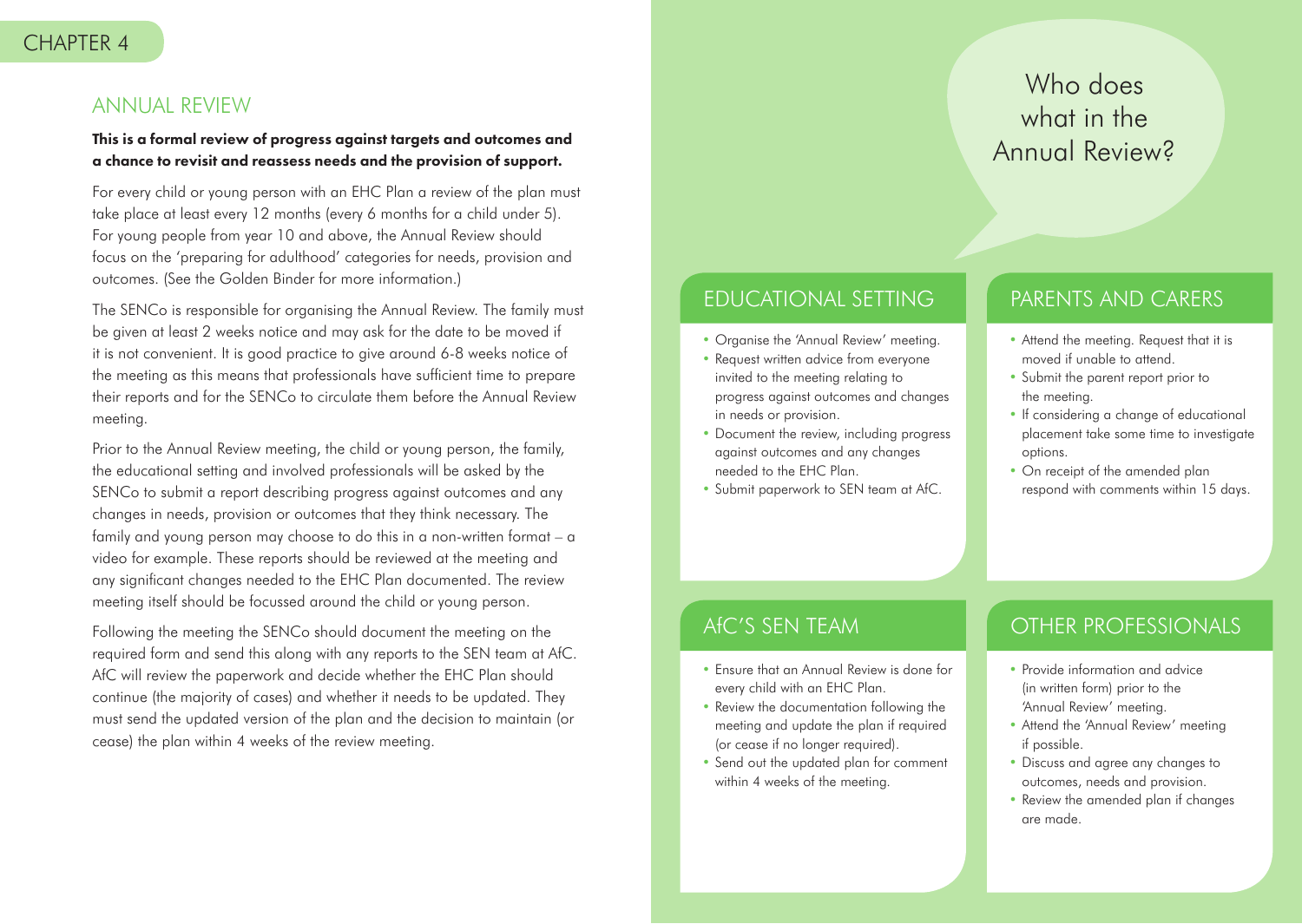CHAPTER 4

## ANNUAL REVIEW

**This is a formal review of progress against targets and outcomes and a chance to revisit and reassess needs and the provision of support.**

For every child or young person with an EHC Plan a review of the plan must take place at least every 12 months (every 6 months for a child under 5). For young people from year 10 and above, the Annual Review should focus on the 'preparing for adulthood' categories for needs, provision and outcomes. (See the Golden Binder for more information.)

The SENCo is responsible for organising the Annual Review. The family must be given at least 2 weeks notice and may ask for the date to be moved if it is not convenient. It is good practice to give around 6-8 weeks notice of the meeting as this means that professionals have sufficient time to prepare their reports and for the SENCo to circulate them before the Annual Review meeting.

Prior to the Annual Review meeting, the child or young person, the family, the educational setting and involved professionals will be asked by the SENCo to submit a report describing progress against outcomes and any changes in needs, provision or outcomes that they think necessary. The family and young person may choose to do this in a non-written format – a video for example. These reports should be reviewed at the meeting and any significant changes needed to the EHC Plan documented. The review meeting itself should be focussed around the child or young person.

Following the meeting the SENCo should document the meeting on the required form and send this along with any reports to the SEN team at AfC. AfC will review the paperwork and decide whether the EHC Plan should continue (the majority of cases) and whether it needs to be updated. They must send the updated version of the plan and the decision to maintain (or cease) the plan within 4 weeks of the review meeting.

## Who does what in the Annual Review?

### EDUCATIONAL SETTING

- Organise the 'Annual Review' meeting.
- Request written advice from everyone invited to the meeting relating to progress against outcomes and changes in needs or provision.
- Document the review, including progress against outcomes and any changes needed to the EHC Plan.
- Submit paperwork to SEN team at AfC.

### PARENTS AND CARERS

- Attend the meeting. Request that it is moved if unable to attend.
- Submit the parent report prior to the meeting.
- If considering a change of educational placement take some time to investigate options.
- On receipt of the amended plan respond with comments within 15 days.

### AfC'S SEN TEAM

- Ensure that an Annual Review is done for every child with an EHC Plan.
- Review the documentation following the meeting and update the plan if required (or cease if no longer required).
- Send out the updated plan for comment within 4 weeks of the meeting.

### OTHER PROFESSIONALS

- Provide information and advice (in written form) prior to the 'Annual Review' meeting.
- Attend the 'Annual Review' meeting if possible.
- Discuss and agree any changes to outcomes, needs and provision.
- Review the amended plan if changes are made.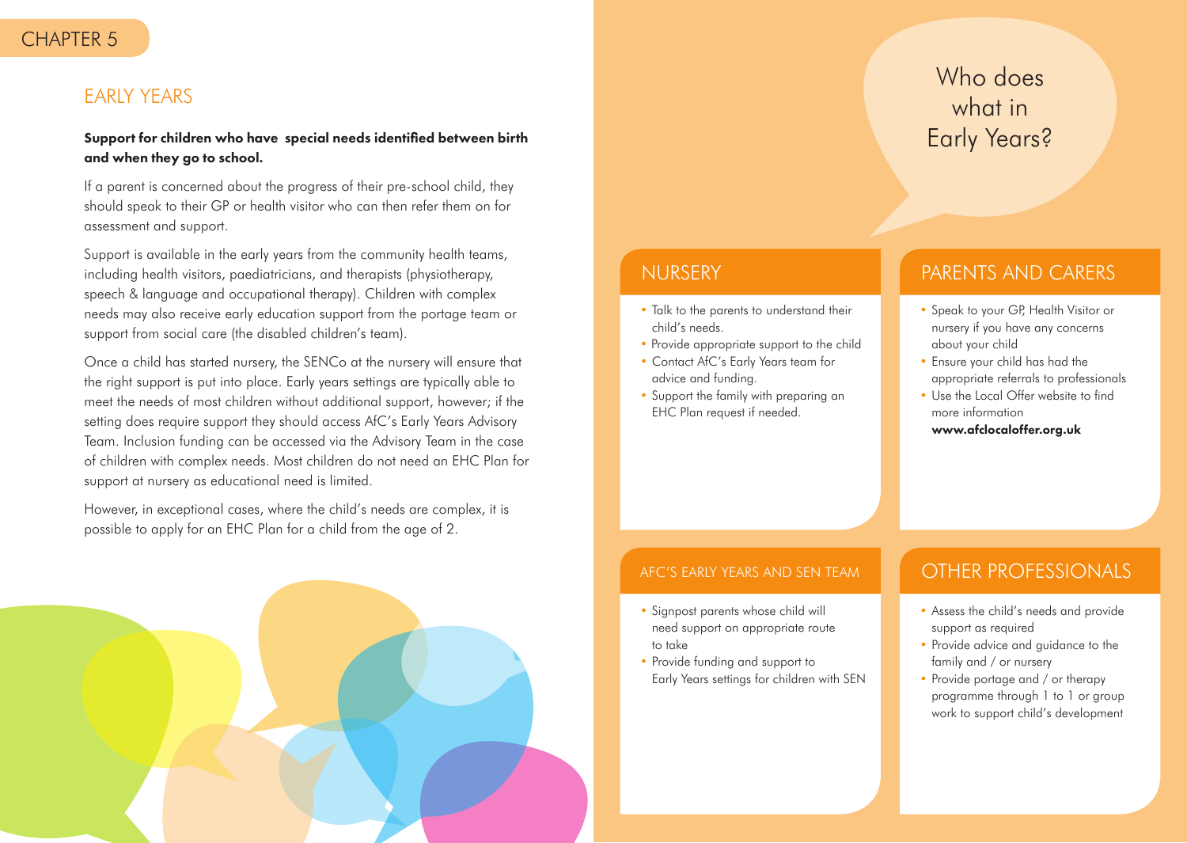CHAPTER 5

## EARLY YEARS

**Support for children who have special needs identified between birth and when they go to school.**

If a parent is concerned about the progress of their pre-school child, they should speak to their GP or health visitor who can then refer them on for assessment and support.

Support is available in the early years from the community health teams, including health visitors, paediatricians, and therapists (physiotherapy, speech & language and occupational therapy). Children with complex needs may also receive early education support from the portage team or support from social care (the disabled children's team).

Once a child has started nursery, the SENCo at the nursery will ensure that the right support is put into place. Early years settings are typically able to meet the needs of most children without additional support, however; if the setting does require support they should access AfC's Early Years Advisory Team. Inclusion funding can be accessed via the Advisory Team in the case of children with complex needs. Most children do not need an EHC Plan for support at nursery as educational need is limited.

However, in exceptional cases, where the child's needs are complex, it is possible to apply for an EHC Plan for a child from the age of 2.

## Who does what in Early Years?

### NURSERY

- Talk to the parents to understand their child's needs.
- Provide appropriate support to the child
- Contact AfC's Early Years team for advice and funding.
- Support the family with preparing an EHC Plan request if needed.

### PARENTS AND CARERS

- Speak to your GP, Health Visitor or nursery if you have any concerns about your child
- Ensure your child has had the appropriate referrals to professionals
- Use the Local Offer website to find more information **www.afclocaloffer.org.uk**

### AFC'S EARLY YEARS AND SEN TEAM

- Signpost parents whose child will need support on appropriate route to take
- Provide funding and support to Early Years settings for children with SEN

### OTHER PROFESSIONALS

- Assess the child's needs and provide support as required
- Provide advice and guidance to the family and / or nursery
- Provide portage and / or therapy programme through 1 to 1 or group work to support child's development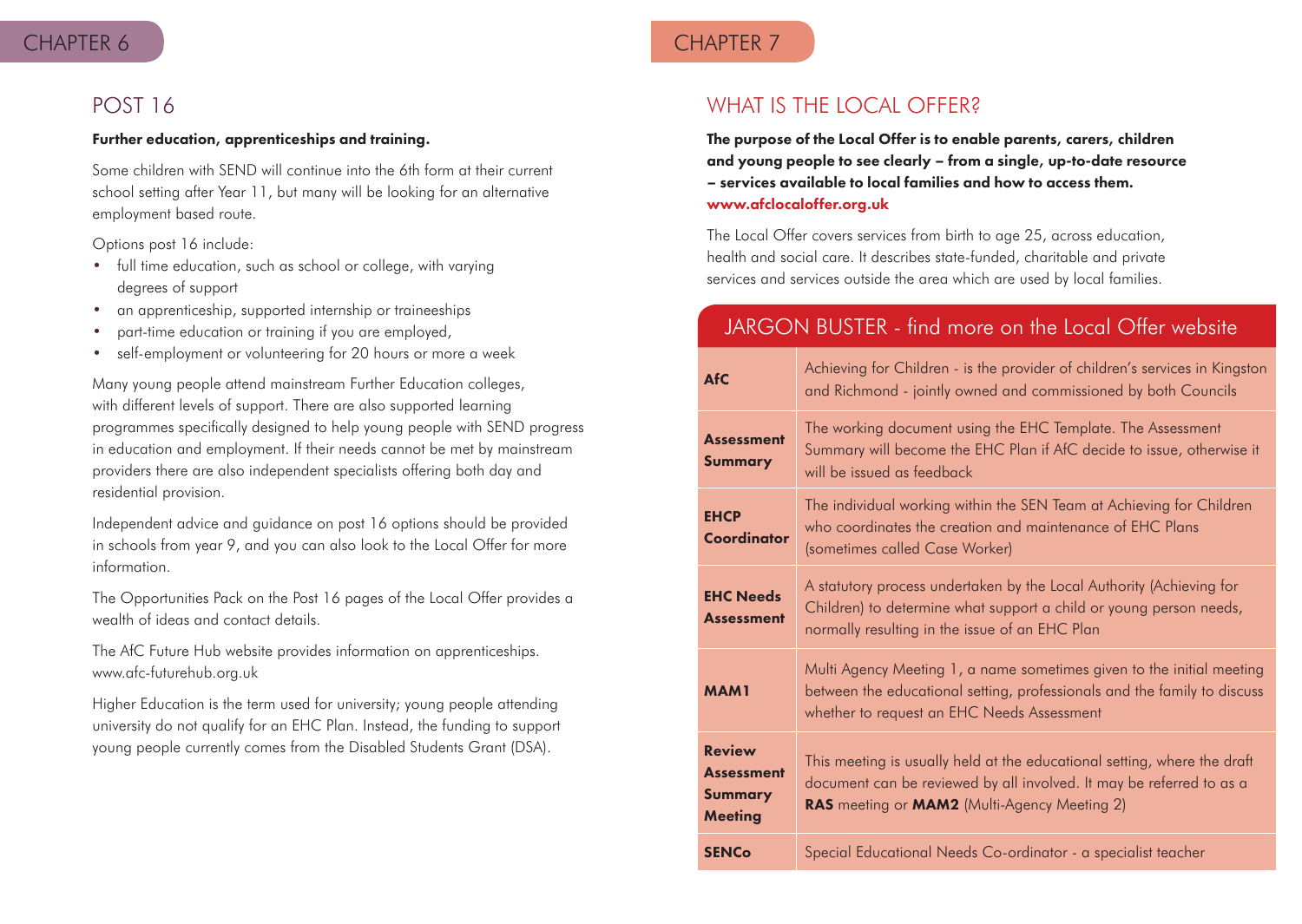CHAPTER 6

## POST 16

**Further education, apprenticeships and training.**

Some children with SEND will continue into the 6th form at their current school setting after Year 11, but many will be looking for an alternative employment based route.

Options post 16 include:

- full time education, such as school or college, with varying degrees of support
- an apprenticeship, supported internship or traineeships
- part-time education or training if you are employed,
- self-employment or volunteering for 20 hours or more a week

Many young people attend mainstream Further Education colleges, with different levels of support. There are also supported learning programmes specifically designed to help young people with SEND progress in education and employment. If their needs cannot be met by mainstream providers there are also independent specialists offering both day and residential provision.

Independent advice and guidance on post 16 options should be provided in schools from year 9, and you can also look to the Local Offer for more information.

The Opportunities Pack on the Post 16 pages of the Local Offer provides a wealth of ideas and contact details.

The AfC Future Hub website provides information on apprenticeships. www.afc-futurehub.org.uk

Higher Education is the term used for university; young people attending university do not qualify for an EHC Plan. Instead, the funding to support young people currently comes from the Disabled Students Grant (DSA).

CHAPTER 7

## WHAT IS THE LOCAL OFFER?

**The purpose of the Local Offer is to enable parents, carers, children and young people to see clearly – from a single, up-to-date resource – services available to local families and how to access them.**
**www.afclocaloffer.org.uk**

The Local Offer covers services from birth to age 25, across education, health and social care. It describes state-funded, charitable and private services and services outside the area which are used by local families.

### JARGON BUSTER - find more on the Local Offer website

| Term | Meaning |
|---|---|
| **AfC** | Achieving for Children - is the provider of children's services in Kingston and Richmond - jointly owned and commissioned by both Councils |
| **Assessment Summary** | The working document using the EHC Template. The Assessment Summary will become the EHC Plan if AfC decide to issue, otherwise it will be issued as feedback |
| **EHCP Coordinator** | The individual working within the SEN Team at Achieving for Children who coordinates the creation and maintenance of EHC Plans (sometimes called Case Worker) |
| **EHC Needs Assessment** | A statutory process undertaken by the Local Authority (Achieving for Children) to determine what support a child or young person needs, normally resulting in the issue of an EHC Plan |
| **MAM1** | Multi Agency Meeting 1, a name sometimes given to the initial meeting between the educational setting, professionals and the family to discuss whether to request an EHC Needs Assessment |
| **Review Assessment Summary Meeting** | This meeting is usually held at the educational setting, where the draft document can be reviewed by all involved. It may be referred to as a **RAS** meeting or **MAM2** (Multi-Agency Meeting 2) |
| **SENCo** | Special Educational Needs Co-ordinator - a specialist teacher |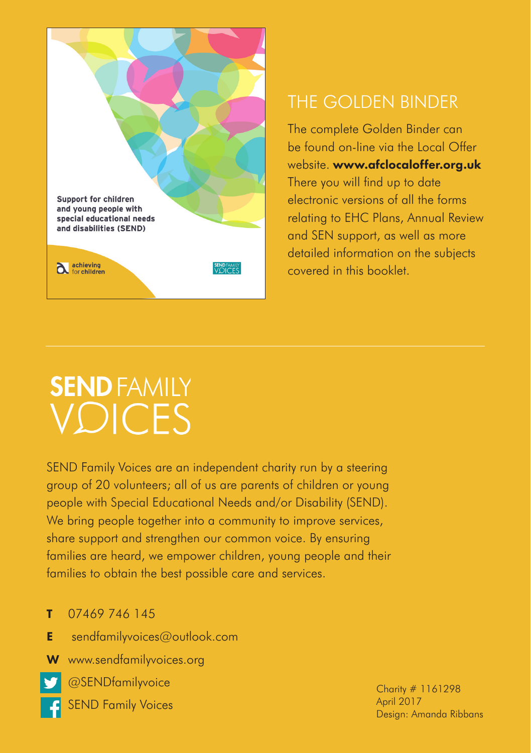Support for children and young people with special educational needs and disabilities (SEND)

achieving for children

SEND FAMILY VOICES

## THE GOLDEN BINDER

The complete Golden Binder can be found on-line via the Local Offer website. **www.afclocaloffer.org.uk** There you will find up to date electronic versions of all the forms relating to EHC Plans, Annual Review and SEN support, as well as more detailed information on the subjects covered in this booklet.

---

## SEND FAMILY VOICES

SEND Family Voices are an independent charity run by a steering group of 20 volunteers; all of us are parents of children or young people with Special Educational Needs and/or Disability (SEND). We bring people together into a community to improve services, share support and strengthen our common voice. By ensuring families are heard, we empower children, young people and their families to obtain the best possible care and services.

**T** 07469 746 145

**E** sendfamilyvoices@outlook.com

**W** www.sendfamilyvoices.org

@SENDfamilyvoice

SEND Family Voices

Charity # 1161298
April 2017
Design: Amanda Ribbans